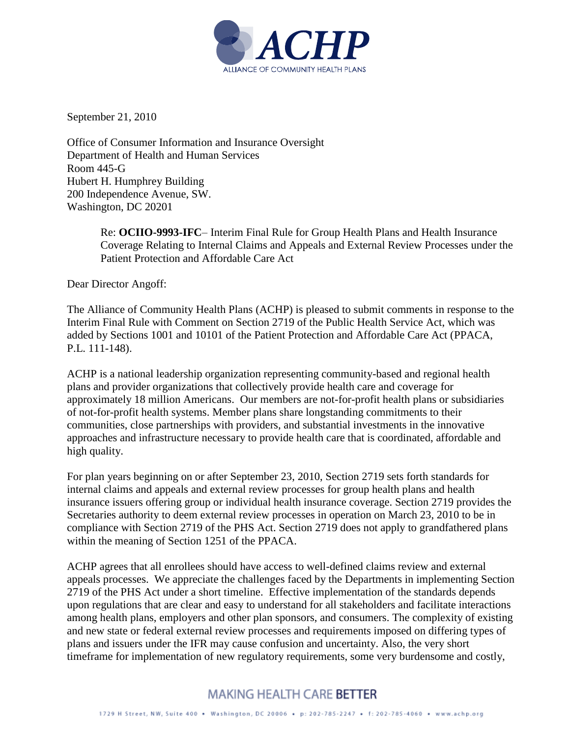ACHP

ALLIANCE OF COMMUNITY HEALTH PLANS

September 21, 2010

Office of Consumer Information and Insurance Oversight
Department of Health and Human Services
Room 445-G
Hubert H. Humphrey Building
200 Independence Avenue, SW.
Washington, DC 20201

Re: **OCIIO-9993-IFC**– Interim Final Rule for Group Health Plans and Health Insurance Coverage Relating to Internal Claims and Appeals and External Review Processes under the Patient Protection and Affordable Care Act

Dear Director Angoff:

The Alliance of Community Health Plans (ACHP) is pleased to submit comments in response to the Interim Final Rule with Comment on Section 2719 of the Public Health Service Act, which was added by Sections 1001 and 10101 of the Patient Protection and Affordable Care Act (PPACA, P.L. 111-148).

ACHP is a national leadership organization representing community-based and regional health plans and provider organizations that collectively provide health care and coverage for approximately 18 million Americans. Our members are not-for-profit health plans or subsidiaries of not-for-profit health systems. Member plans share longstanding commitments to their communities, close partnerships with providers, and substantial investments in the innovative approaches and infrastructure necessary to provide health care that is coordinated, affordable and high quality.

For plan years beginning on or after September 23, 2010, Section 2719 sets forth standards for internal claims and appeals and external review processes for group health plans and health insurance issuers offering group or individual health insurance coverage. Section 2719 provides the Secretaries authority to deem external review processes in operation on March 23, 2010 to be in compliance with Section 2719 of the PHS Act. Section 2719 does not apply to grandfathered plans within the meaning of Section 1251 of the PPACA.

ACHP agrees that all enrollees should have access to well-defined claims review and external appeals processes. We appreciate the challenges faced by the Departments in implementing Section 2719 of the PHS Act under a short timeline. Effective implementation of the standards depends upon regulations that are clear and easy to understand for all stakeholders and facilitate interactions among health plans, employers and other plan sponsors, and consumers. The complexity of existing and new state or federal external review processes and requirements imposed on differing types of plans and issuers under the IFR may cause confusion and uncertainty. Also, the very short timeframe for implementation of new regulatory requirements, some very burdensome and costly,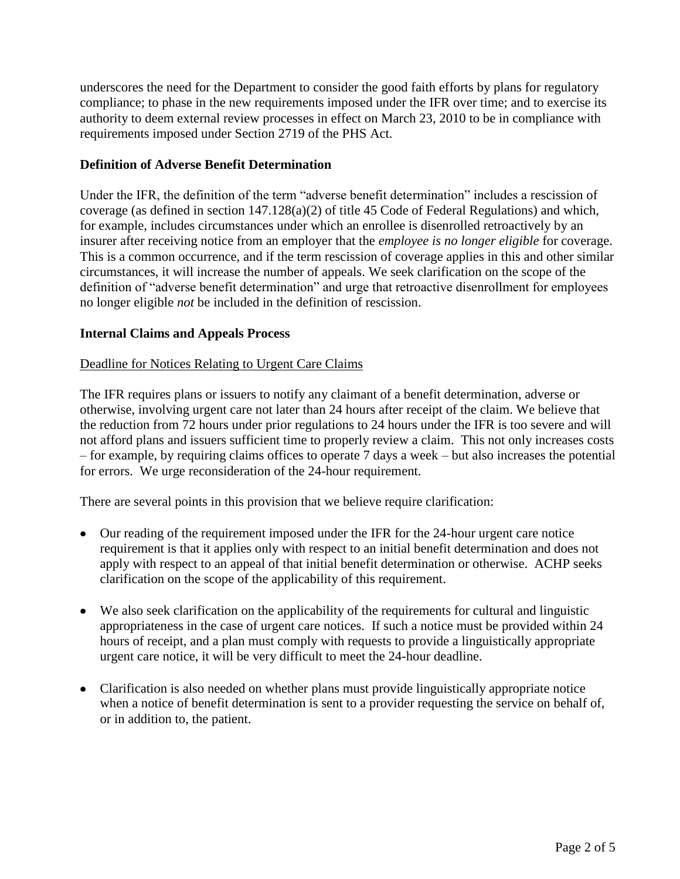underscores the need for the Department to consider the good faith efforts by plans for regulatory compliance; to phase in the new requirements imposed under the IFR over time; and to exercise its authority to deem external review processes in effect on March 23, 2010 to be in compliance with requirements imposed under Section 2719 of the PHS Act.

**Definition of Adverse Benefit Determination**

Under the IFR, the definition of the term "adverse benefit determination" includes a rescission of coverage (as defined in section 147.128(a)(2) of title 45 Code of Federal Regulations) and which, for example, includes circumstances under which an enrollee is disenrolled retroactively by an insurer after receiving notice from an employer that the *employee is no longer eligible* for coverage. This is a common occurrence, and if the term rescission of coverage applies in this and other similar circumstances, it will increase the number of appeals. We seek clarification on the scope of the definition of "adverse benefit determination" and urge that retroactive disenrollment for employees no longer eligible *not* be included in the definition of rescission.

**Internal Claims and Appeals Process**

<u>Deadline for Notices Relating to Urgent Care Claims</u>

The IFR requires plans or issuers to notify any claimant of a benefit determination, adverse or otherwise, involving urgent care not later than 24 hours after receipt of the claim. We believe that the reduction from 72 hours under prior regulations to 24 hours under the IFR is too severe and will not afford plans and issuers sufficient time to properly review a claim. This not only increases costs – for example, by requiring claims offices to operate 7 days a week – but also increases the potential for errors. We urge reconsideration of the 24-hour requirement.

There are several points in this provision that we believe require clarification:

- Our reading of the requirement imposed under the IFR for the 24-hour urgent care notice requirement is that it applies only with respect to an initial benefit determination and does not apply with respect to an appeal of that initial benefit determination or otherwise. ACHP seeks clarification on the scope of the applicability of this requirement.
- We also seek clarification on the applicability of the requirements for cultural and linguistic appropriateness in the case of urgent care notices. If such a notice must be provided within 24 hours of receipt, and a plan must comply with requests to provide a linguistically appropriate urgent care notice, it will be very difficult to meet the 24-hour deadline.
- Clarification is also needed on whether plans must provide linguistically appropriate notice when a notice of benefit determination is sent to a provider requesting the service on behalf of, or in addition to, the patient.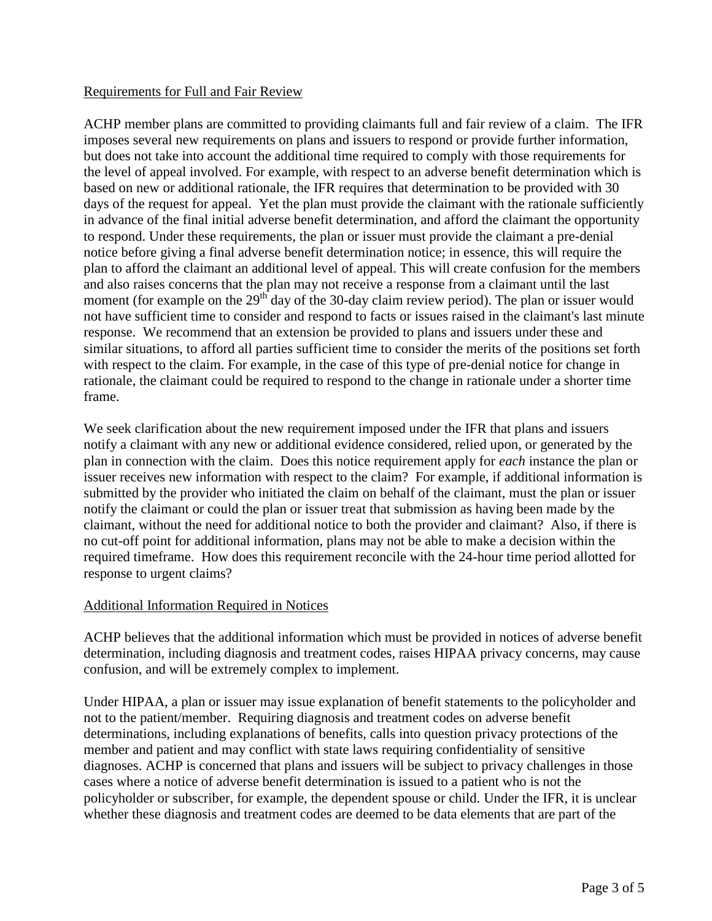Requirements for Full and Fair Review

ACHP member plans are committed to providing claimants full and fair review of a claim. The IFR imposes several new requirements on plans and issuers to respond or provide further information, but does not take into account the additional time required to comply with those requirements for the level of appeal involved. For example, with respect to an adverse benefit determination which is based on new or additional rationale, the IFR requires that determination to be provided with 30 days of the request for appeal. Yet the plan must provide the claimant with the rationale sufficiently in advance of the final initial adverse benefit determination, and afford the claimant the opportunity to respond. Under these requirements, the plan or issuer must provide the claimant a pre-denial notice before giving a final adverse benefit determination notice; in essence, this will require the plan to afford the claimant an additional level of appeal. This will create confusion for the members and also raises concerns that the plan may not receive a response from a claimant until the last moment (for example on the 29th day of the 30-day claim review period). The plan or issuer would not have sufficient time to consider and respond to facts or issues raised in the claimant's last minute response. We recommend that an extension be provided to plans and issuers under these and similar situations, to afford all parties sufficient time to consider the merits of the positions set forth with respect to the claim. For example, in the case of this type of pre-denial notice for change in rationale, the claimant could be required to respond to the change in rationale under a shorter time frame.

We seek clarification about the new requirement imposed under the IFR that plans and issuers notify a claimant with any new or additional evidence considered, relied upon, or generated by the plan in connection with the claim. Does this notice requirement apply for *each* instance the plan or issuer receives new information with respect to the claim? For example, if additional information is submitted by the provider who initiated the claim on behalf of the claimant, must the plan or issuer notify the claimant or could the plan or issuer treat that submission as having been made by the claimant, without the need for additional notice to both the provider and claimant? Also, if there is no cut-off point for additional information, plans may not be able to make a decision within the required timeframe. How does this requirement reconcile with the 24-hour time period allotted for response to urgent claims?

Additional Information Required in Notices

ACHP believes that the additional information which must be provided in notices of adverse benefit determination, including diagnosis and treatment codes, raises HIPAA privacy concerns, may cause confusion, and will be extremely complex to implement.

Under HIPAA, a plan or issuer may issue explanation of benefit statements to the policyholder and not to the patient/member. Requiring diagnosis and treatment codes on adverse benefit determinations, including explanations of benefits, calls into question privacy protections of the member and patient and may conflict with state laws requiring confidentiality of sensitive diagnoses. ACHP is concerned that plans and issuers will be subject to privacy challenges in those cases where a notice of adverse benefit determination is issued to a patient who is not the policyholder or subscriber, for example, the dependent spouse or child. Under the IFR, it is unclear whether these diagnosis and treatment codes are deemed to be data elements that are part of the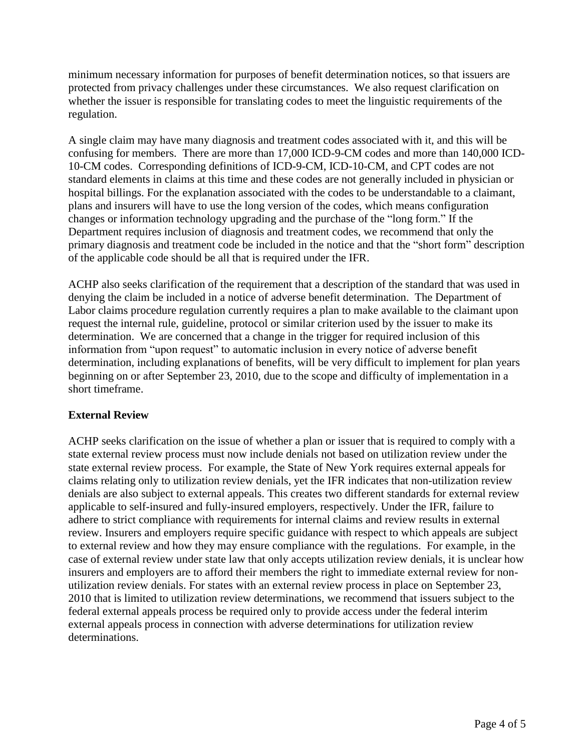minimum necessary information for purposes of benefit determination notices, so that issuers are protected from privacy challenges under these circumstances. We also request clarification on whether the issuer is responsible for translating codes to meet the linguistic requirements of the regulation.

A single claim may have many diagnosis and treatment codes associated with it, and this will be confusing for members. There are more than 17,000 ICD-9-CM codes and more than 140,000 ICD-10-CM codes. Corresponding definitions of ICD-9-CM, ICD-10-CM, and CPT codes are not standard elements in claims at this time and these codes are not generally included in physician or hospital billings. For the explanation associated with the codes to be understandable to a claimant, plans and insurers will have to use the long version of the codes, which means configuration changes or information technology upgrading and the purchase of the "long form." If the Department requires inclusion of diagnosis and treatment codes, we recommend that only the primary diagnosis and treatment code be included in the notice and that the "short form" description of the applicable code should be all that is required under the IFR.

ACHP also seeks clarification of the requirement that a description of the standard that was used in denying the claim be included in a notice of adverse benefit determination. The Department of Labor claims procedure regulation currently requires a plan to make available to the claimant upon request the internal rule, guideline, protocol or similar criterion used by the issuer to make its determination. We are concerned that a change in the trigger for required inclusion of this information from "upon request" to automatic inclusion in every notice of adverse benefit determination, including explanations of benefits, will be very difficult to implement for plan years beginning on or after September 23, 2010, due to the scope and difficulty of implementation in a short timeframe.

**External Review**

ACHP seeks clarification on the issue of whether a plan or issuer that is required to comply with a state external review process must now include denials not based on utilization review under the state external review process. For example, the State of New York requires external appeals for claims relating only to utilization review denials, yet the IFR indicates that non-utilization review denials are also subject to external appeals. This creates two different standards for external review applicable to self-insured and fully-insured employers, respectively. Under the IFR, failure to adhere to strict compliance with requirements for internal claims and review results in external review. Insurers and employers require specific guidance with respect to which appeals are subject to external review and how they may ensure compliance with the regulations. For example, in the case of external review under state law that only accepts utilization review denials, it is unclear how insurers and employers are to afford their members the right to immediate external review for non-utilization review denials. For states with an external review process in place on September 23, 2010 that is limited to utilization review determinations, we recommend that issuers subject to the federal external appeals process be required only to provide access under the federal interim external appeals process in connection with adverse determinations for utilization review determinations.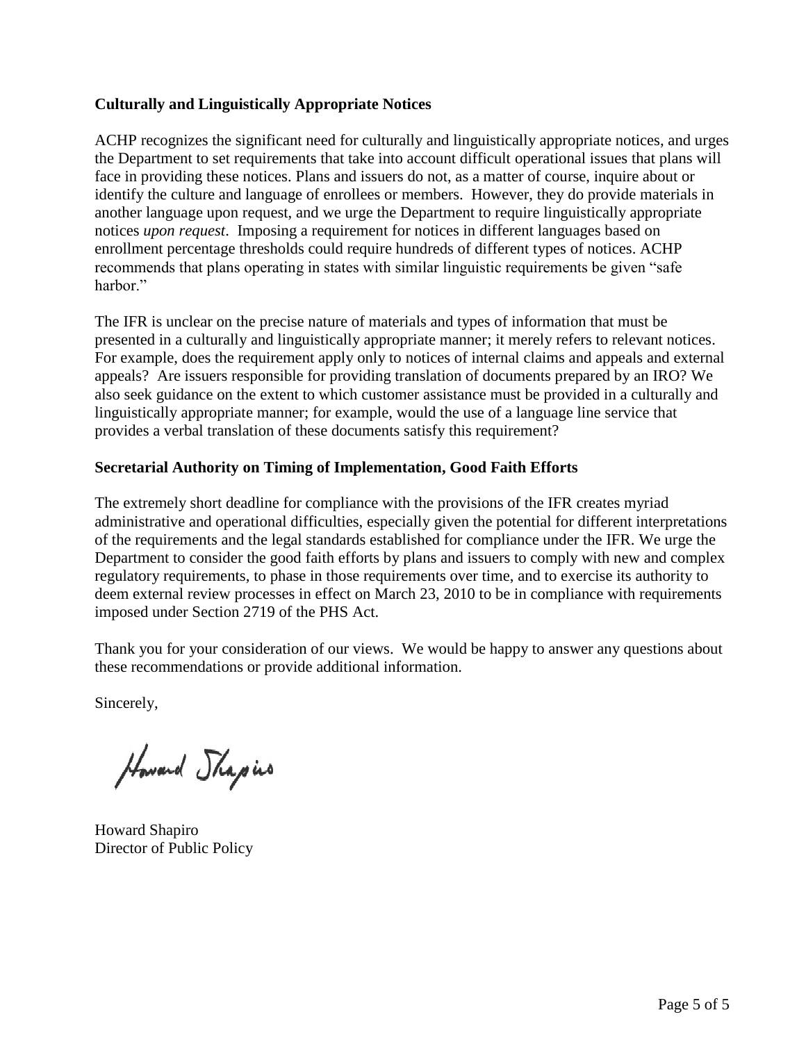**Culturally and Linguistically Appropriate Notices**

ACHP recognizes the significant need for culturally and linguistically appropriate notices, and urges the Department to set requirements that take into account difficult operational issues that plans will face in providing these notices. Plans and issuers do not, as a matter of course, inquire about or identify the culture and language of enrollees or members. However, they do provide materials in another language upon request, and we urge the Department to require linguistically appropriate notices *upon request*. Imposing a requirement for notices in different languages based on enrollment percentage thresholds could require hundreds of different types of notices. ACHP recommends that plans operating in states with similar linguistic requirements be given "safe harbor."

The IFR is unclear on the precise nature of materials and types of information that must be presented in a culturally and linguistically appropriate manner; it merely refers to relevant notices. For example, does the requirement apply only to notices of internal claims and appeals and external appeals? Are issuers responsible for providing translation of documents prepared by an IRO? We also seek guidance on the extent to which customer assistance must be provided in a culturally and linguistically appropriate manner; for example, would the use of a language line service that provides a verbal translation of these documents satisfy this requirement?

**Secretarial Authority on Timing of Implementation, Good Faith Efforts**

The extremely short deadline for compliance with the provisions of the IFR creates myriad administrative and operational difficulties, especially given the potential for different interpretations of the requirements and the legal standards established for compliance under the IFR. We urge the Department to consider the good faith efforts by plans and issuers to comply with new and complex regulatory requirements, to phase in those requirements over time, and to exercise its authority to deem external review processes in effect on March 23, 2010 to be in compliance with requirements imposed under Section 2719 of the PHS Act.

Thank you for your consideration of our views. We would be happy to answer any questions about these recommendations or provide additional information.

Sincerely,

Howard Shapiro

Howard Shapiro
Director of Public Policy